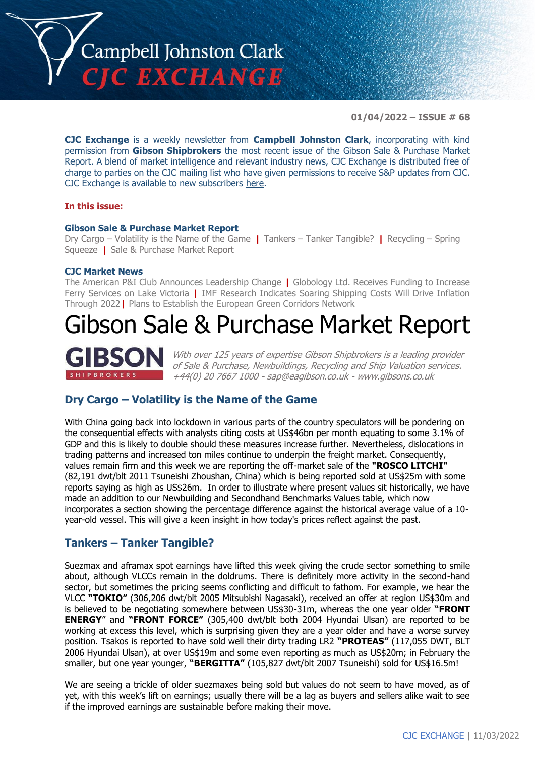# Campbell Johnston Clark CJC EXCHANGE

**01/04/2022 – ISSUE # 68**

**CJC Exchange** is a weekly newsletter from **Campbell Johnston Clark**, incorporating with kind permission from **Gibson Shipbrokers** the most recent issue of the Gibson Sale & Purchase Market Report. A blend of market intelligence and relevant industry news, CJC Exchange is distributed free of charge to parties on the CJC mailing list who have given permissions to receive S&P updates from CJC. CJC Exchange is available to new subscribers here.

**In this issue:**

**Gibson Sale & Purchase Market Report**
Dry Cargo – Volatility is the Name of the Game | Tankers – Tanker Tangible? | Recycling – Spring Squeeze | Sale & Purchase Market Report

**CJC Market News**
The American P&I Club Announces Leadership Change | Globology Ltd. Receives Funding to Increase Ferry Services on Lake Victoria | IMF Research Indicates Soaring Shipping Costs Will Drive Inflation Through 2022 | Plans to Establish the European Green Corridors Network

# Gibson Sale & Purchase Market Report

**GIBSON** SHIPBROKERS

*With over 125 years of expertise Gibson Shipbrokers is a leading provider of Sale & Purchase, Newbuildings, Recycling and Ship Valuation services. +44(0) 20 7667 1000 - sap@eagibson.co.uk - www.gibsons.co.uk*

## Dry Cargo – Volatility is the Name of the Game

With China going back into lockdown in various parts of the country speculators will be pondering on the consequential effects with analysts citing costs at US$46bn per month equating to some 3.1% of GDP and this is likely to double should these measures increase further. Nevertheless, dislocations in trading patterns and increased ton miles continue to underpin the freight market. Consequently, values remain firm and this week we are reporting the off-market sale of the **"ROSCO LITCHI"** (82,191 dwt/blt 2011 Tsuneishi Zhoushan, China) which is being reported sold at US$25m with some reports saying as high as US$26m. In order to illustrate where present values sit historically, we have made an addition to our Newbuilding and Secondhand Benchmarks Values table, which now incorporates a section showing the percentage difference against the historical average value of a 10-year-old vessel. This will give a keen insight in how today's prices reflect against the past.

## Tankers – Tanker Tangible?

Suezmax and aframax spot earnings have lifted this week giving the crude sector something to smile about, although VLCCs remain in the doldrums. There is definitely more activity in the second-hand sector, but sometimes the pricing seems conflicting and difficult to fathom. For example, we hear the VLCC **"TOKIO"** (306,206 dwt/blt 2005 Mitsubishi Nagasaki), received an offer at region US$30m and is believed to be negotiating somewhere between US$30-31m, whereas the one year older **"FRONT ENERGY"** and **"FRONT FORCE"** (305,400 dwt/blt both 2004 Hyundai Ulsan) are reported to be working at excess this level, which is surprising given they are a year older and have a worse survey position. Tsakos is reported to have sold well their dirty trading LR2 **"PROTEAS"** (117,055 DWT, BLT 2006 Hyundai Ulsan), at over US$19m and some even reporting as much as US$20m; in February the smaller, but one year younger, **"BERGITTA"** (105,827 dwt/blt 2007 Tsuneishi) sold for US$16.5m!

We are seeing a trickle of older suezmaxes being sold but values do not seem to have moved, as of yet, with this week's lift on earnings; usually there will be a lag as buyers and sellers alike wait to see if the improved earnings are sustainable before making their move.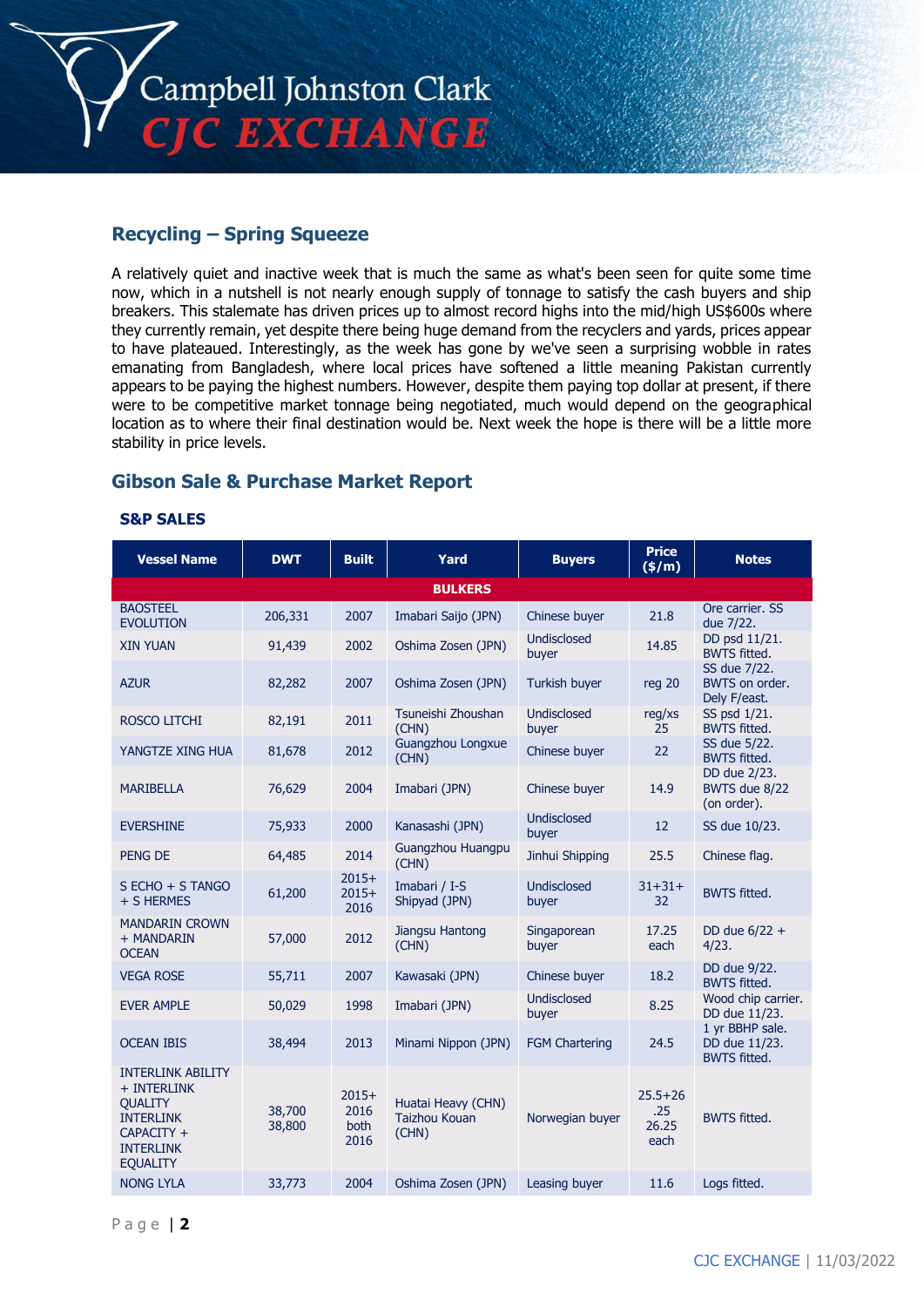## Recycling – Spring Squeeze

A relatively quiet and inactive week that is much the same as what's been seen for quite some time now, which in a nutshell is not nearly enough supply of tonnage to satisfy the cash buyers and ship breakers. This stalemate has driven prices up to almost record highs into the mid/high US$600s where they currently remain, yet despite there being huge demand from the recyclers and yards, prices appear to have plateaued. Interestingly, as the week has gone by we've seen a surprising wobble in rates emanating from Bangladesh, where local prices have softened a little meaning Pakistan currently appears to be paying the highest numbers. However, despite them paying top dollar at present, if there were to be competitive market tonnage being negotiated, much would depend on the geographical location as to where their final destination would be. Next week the hope is there will be a little more stability in price levels.

## Gibson Sale & Purchase Market Report

### S&P SALES

| Vessel Name | DWT | Built | Yard | Buyers | Price ($/m) | Notes |
|---|---|---|---|---|---|---|
| **BULKERS** | | | | | | |
| BAOSTEEL EVOLUTION | 206,331 | 2007 | Imabari Saijo (JPN) | Chinese buyer | 21.8 | Ore carrier. SS due 7/22. |
| XIN YUAN | 91,439 | 2002 | Oshima Zosen (JPN) | Undisclosed buyer | 14.85 | DD psd 11/21. BWTS fitted. |
| AZUR | 82,282 | 2007 | Oshima Zosen (JPN) | Turkish buyer | reg 20 | SS due 7/22. BWTS on order. Dely F/east. |
| ROSCO LITCHI | 82,191 | 2011 | Tsuneishi Zhoushan (CHN) | Undisclosed buyer | reg/xs 25 | SS psd 1/21. BWTS fitted. |
| YANGTZE XING HUA | 81,678 | 2012 | Guangzhou Longxue (CHN) | Chinese buyer | 22 | SS due 5/22. BWTS fitted. |
| MARIBELLA | 76,629 | 2004 | Imabari (JPN) | Chinese buyer | 14.9 | DD due 2/23. BWTS due 8/22 (on order). |
| EVERSHINE | 75,933 | 2000 | Kanasashi (JPN) | Undisclosed buyer | 12 | SS due 10/23. |
| PENG DE | 64,485 | 2014 | Guangzhou Huangpu (CHN) | Jinhui Shipping | 25.5 | Chinese flag. |
| S ECHO + S TANGO + S HERMES | 61,200 | 2015+ 2015+ 2016 | Imabari / I-S Shipyad (JPN) | Undisclosed buyer | 31+31+ 32 | BWTS fitted. |
| MANDARIN CROWN + MANDARIN OCEAN | 57,000 | 2012 | Jiangsu Hantong (CHN) | Singaporean buyer | 17.25 each | DD due 6/22 + 4/23. |
| VEGA ROSE | 55,711 | 2007 | Kawasaki (JPN) | Chinese buyer | 18.2 | DD due 9/22. BWTS fitted. |
| EVER AMPLE | 50,029 | 1998 | Imabari (JPN) | Undisclosed buyer | 8.25 | Wood chip carrier. DD due 11/23. |
| OCEAN IBIS | 38,494 | 2013 | Minami Nippon (JPN) | FGM Chartering | 24.5 | 1 yr BBHP sale. DD due 11/23. BWTS fitted. |
| INTERLINK ABILITY + INTERLINK QUALITY INTERLINK CAPACITY + INTERLINK EQUALITY | 38,700 38,800 | 2015+ 2016 both 2016 | Huatai Heavy (CHN) Taizhou Kouan (CHN) | Norwegian buyer | 25.5+26 .25 26.25 each | BWTS fitted. |
| NONG LYLA | 33,773 | 2004 | Oshima Zosen (JPN) | Leasing buyer | 11.6 | Logs fitted. |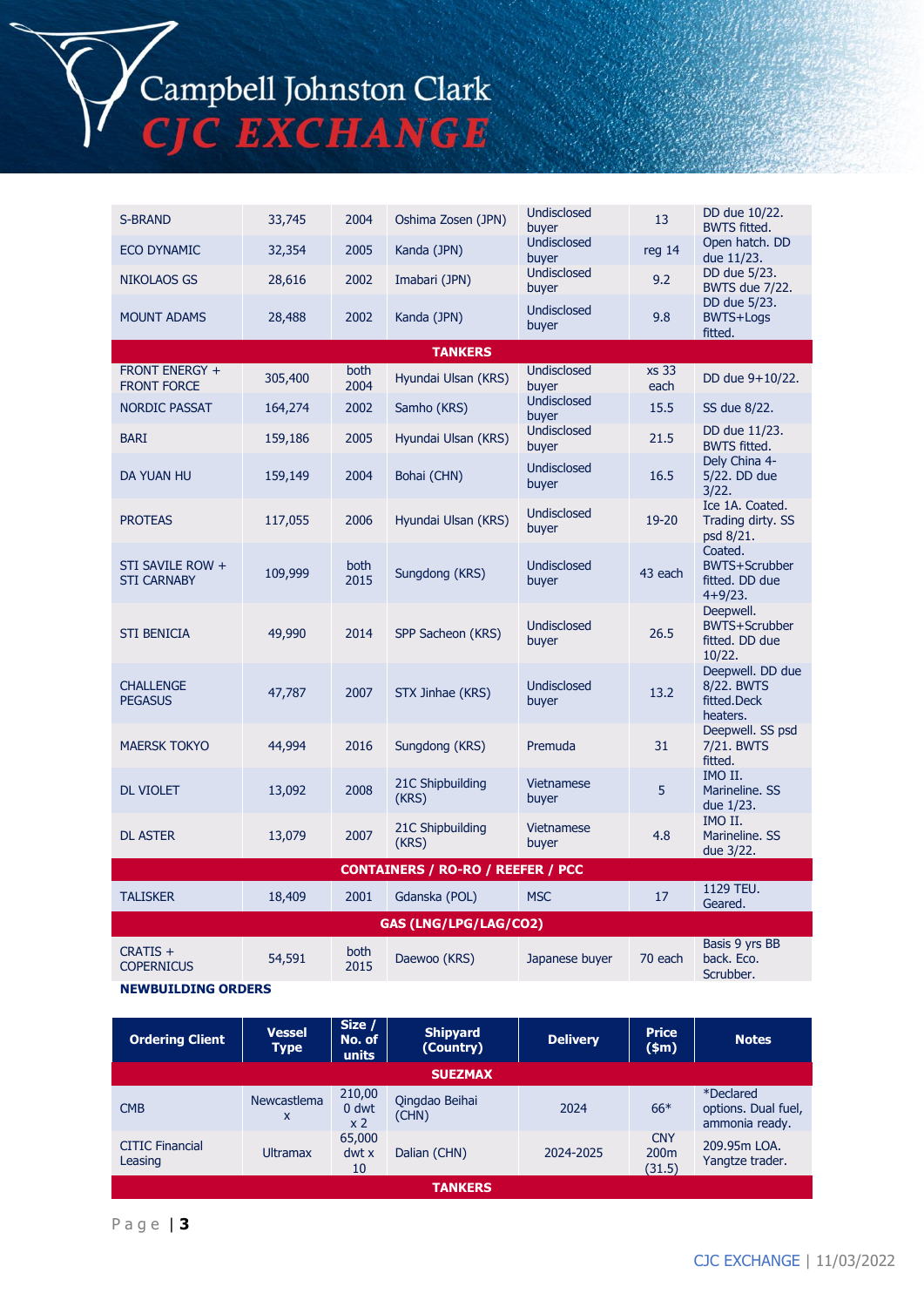| | | | | | | |
|---|---|---|---|---|---|---|
| S-BRAND | 33,745 | 2004 | Oshima Zosen (JPN) | Undisclosed buyer | 13 | DD due 10/22. BWTS fitted. |
| ECO DYNAMIC | 32,354 | 2005 | Kanda (JPN) | Undisclosed buyer | reg 14 | Open hatch. DD due 11/23. |
| NIKOLAOS GS | 28,616 | 2002 | Imabari (JPN) | Undisclosed buyer | 9.2 | DD due 5/23. BWTS due 7/22. |
| MOUNT ADAMS | 28,488 | 2002 | Kanda (JPN) | Undisclosed buyer | 9.8 | DD due 5/23. BWTS+Logs fitted. |
| **TANKERS** | | | | | | |
| FRONT ENERGY + FRONT FORCE | 305,400 | both 2004 | Hyundai Ulsan (KRS) | Undisclosed buyer | xs 33 each | DD due 9+10/22. |
| NORDIC PASSAT | 164,274 | 2002 | Samho (KRS) | Undisclosed buyer | 15.5 | SS due 8/22. |
| BARI | 159,186 | 2005 | Hyundai Ulsan (KRS) | Undisclosed buyer | 21.5 | DD due 11/23. BWTS fitted. |
| DA YUAN HU | 159,149 | 2004 | Bohai (CHN) | Undisclosed buyer | 16.5 | Dely China 4-5/22. DD due 3/22. |
| PROTEAS | 117,055 | 2006 | Hyundai Ulsan (KRS) | Undisclosed buyer | 19-20 | Ice 1A. Coated. Trading dirty. SS psd 8/21. |
| STI SAVILE ROW + STI CARNABY | 109,999 | both 2015 | Sungdong (KRS) | Undisclosed buyer | 43 each | Coated. BWTS+Scrubber fitted. DD due 4+9/23. |
| STI BENICIA | 49,990 | 2014 | SPP Sacheon (KRS) | Undisclosed buyer | 26.5 | Deepwell. BWTS+Scrubber fitted. DD due 10/22. |
| CHALLENGE PEGASUS | 47,787 | 2007 | STX Jinhae (KRS) | Undisclosed buyer | 13.2 | Deepwell. DD due 8/22. BWTS fitted.Deck heaters. |
| MAERSK TOKYO | 44,994 | 2016 | Sungdong (KRS) | Premuda | 31 | Deepwell. SS psd 7/21. BWTS fitted. |
| DL VIOLET | 13,092 | 2008 | 21C Shipbuilding (KRS) | Vietnamese buyer | 5 | IMO II. Marineline. SS due 1/23. |
| DL ASTER | 13,079 | 2007 | 21C Shipbuilding (KRS) | Vietnamese buyer | 4.8 | IMO II. Marineline. SS due 3/22. |
| **CONTAINERS / RO-RO / REEFER / PCC** | | | | | | |
| TALISKER | 18,409 | 2001 | Gdanska (POL) | MSC | 17 | 1129 TEU. Geared. |
| **GAS (LNG/LPG/LAG/CO2)** | | | | | | |
| CRATIS + COPERNICUS | 54,591 | both 2015 | Daewoo (KRS) | Japanese buyer | 70 each | Basis 9 yrs BB back. Eco. Scrubber. |

**NEWBUILDING ORDERS**

| Ordering Client | Vessel Type | Size / No. of units | Shipyard (Country) | Delivery | Price ($m) | Notes |
|---|---|---|---|---|---|---|
| **SUEZMAX** | | | | | | |
| CMB | Newcastlemax | 210,000 dwt x 2 | Qingdao Beihai (CHN) | 2024 | 66* | *Declared options. Dual fuel, ammonia ready. |
| CITIC Financial Leasing | Ultramax | 65,000 dwt x 10 | Dalian (CHN) | 2024-2025 | CNY 200m (31.5) | 209.95m LOA. Yangtze trader. |
| **TANKERS** | | | | | | |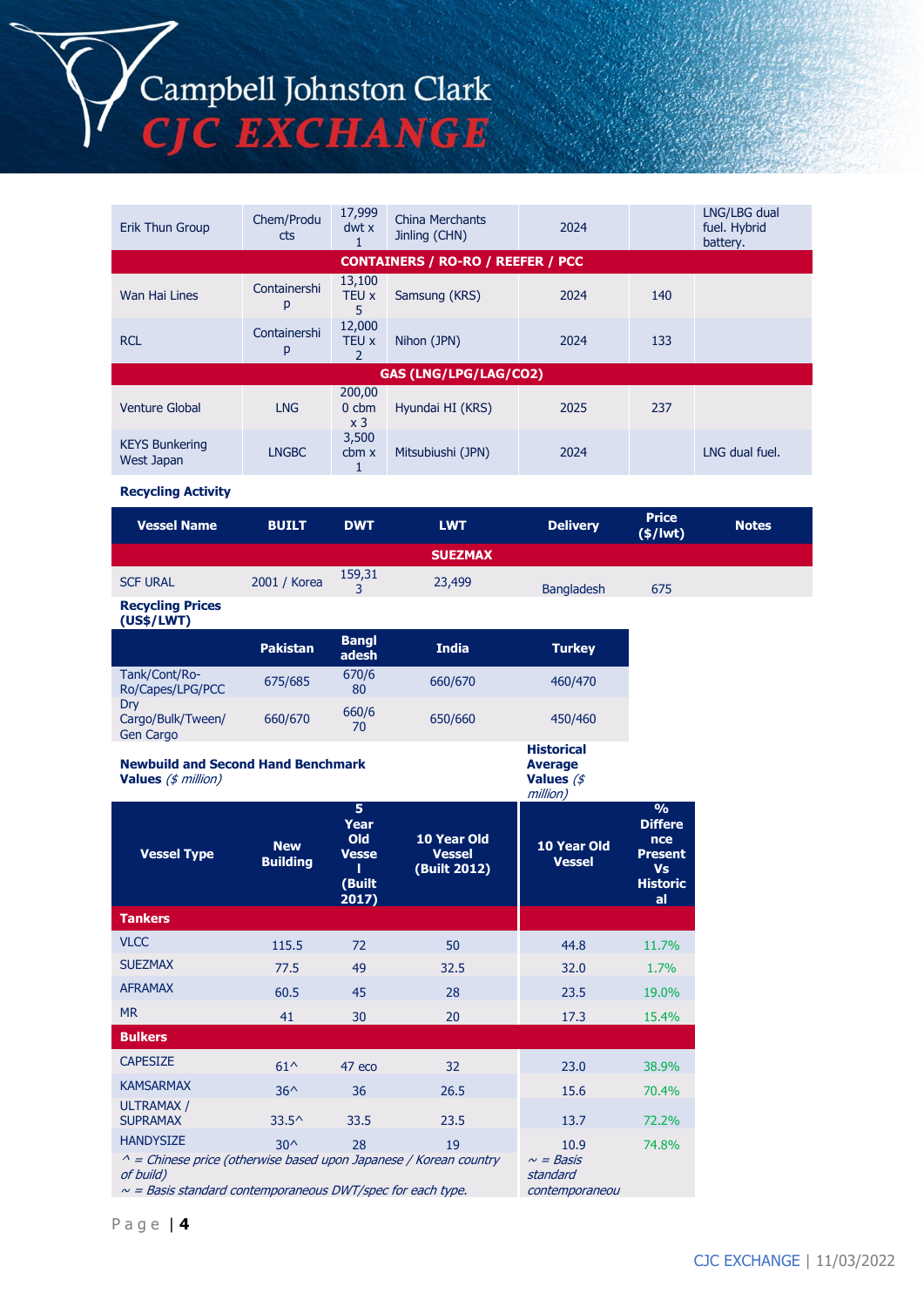| | | | | | | |
|---|---|---|---|---|---|---|
| Erik Thun Group | Chem/Products | 17,999 dwt x 1 | China Merchants Jinling (CHN) | 2024 | | LNG/LBG dual fuel. Hybrid battery. |
| **CONTAINERS / RO-RO / REEFER / PCC** | | | | | | |
| Wan Hai Lines | Containership | 13,100 TEU x 5 | Samsung (KRS) | 2024 | 140 | |
| RCL | Containership | 12,000 TEU x 2 | Nihon (JPN) | 2024 | 133 | |
| **GAS (LNG/LPG/LAG/CO2)** | | | | | | |
| Venture Global | LNG | 200,000 cbm x 3 | Hyundai HI (KRS) | 2025 | 237 | |
| KEYS Bunkering West Japan | LNGBC | 3,500 cbm x 1 | Mitsubiushi (JPN) | 2024 | | LNG dual fuel. |

**Recycling Activity**

| Vessel Name | BUILT | DWT | LWT | Delivery | Price ($/lwt) | Notes |
|---|---|---|---|---|---|---|
| **SUEZMAX** | | | | | | |
| SCF URAL | 2001 / Korea | 159,313 | 23,499 | Bangladesh | 675 | |

**Recycling Prices (US$/LWT)**

| | Pakistan | Bangladesh | India | Turkey |
|---|---|---|---|---|
| Tank/Cont/Ro-Ro/Capes/LPG/PCC | 675/685 | 670/680 | 660/670 | 460/470 |
| Dry Cargo/Bulk/Tween/Gen Cargo | 660/670 | 660/670 | 650/660 | 450/460 |

**Newbuild and Second Hand Benchmark Values** *($ million)*

**Historical Average Values** *($ million)*

| Vessel Type | New Building | 5 Year Old Vessel (Built 2017) | 10 Year Old Vessel (Built 2012) | 10 Year Old Vessel | % Difference Present Vs Historical |
|---|---|---|---|---|---|
| **Tankers** | | | | | |
| VLCC | 115.5 | 72 | 50 | 44.8 | 11.7% |
| SUEZMAX | 77.5 | 49 | 32.5 | 32.0 | 1.7% |
| AFRAMAX | 60.5 | 45 | 28 | 23.5 | 19.0% |
| MR | 41 | 30 | 20 | 17.3 | 15.4% |
| **Bulkers** | | | | | |
| CAPESIZE | 61^ | 47 eco | 32 | 23.0 | 38.9% |
| KAMSARMAX | 36^ | 36 | 26.5 | 15.6 | 70.4% |
| ULTRAMAX / SUPRAMAX | 33.5^ | 33.5 | 23.5 | 13.7 | 72.2% |
| HANDYSIZE | 30^ | 28 | 19 | 10.9 | 74.8% |

*^ = Chinese price (otherwise based upon Japanese / Korean country of build)*
*~ = Basis standard contemporaneous DWT/spec for each type.*

*~ = Basis standard contemporaneou*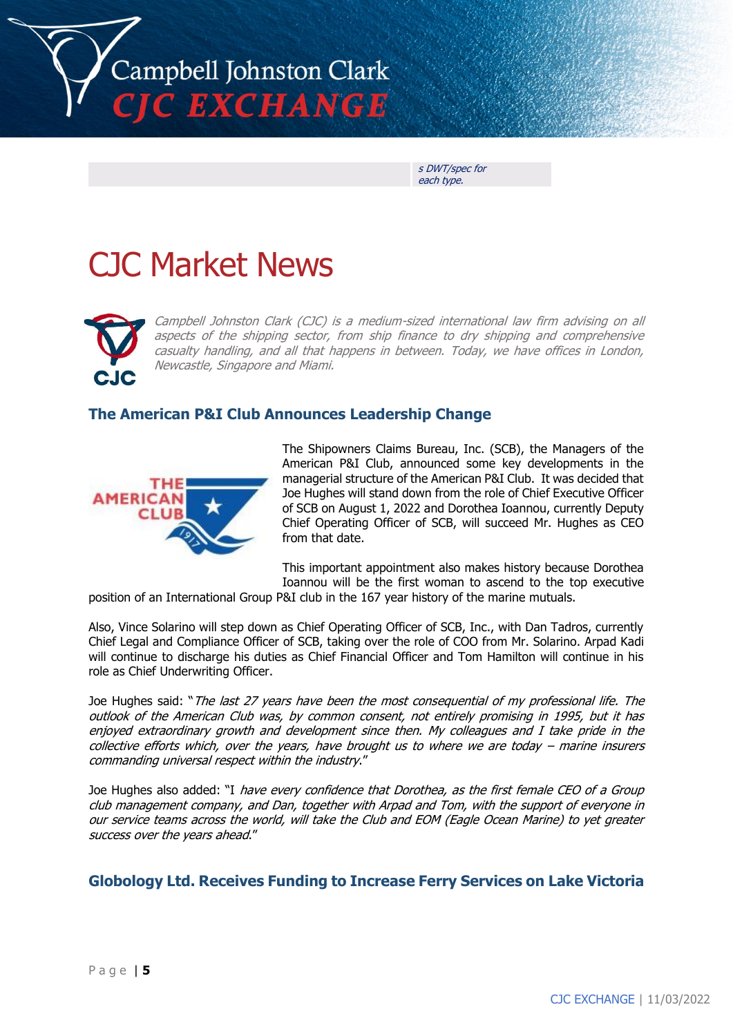| | *s DWT/spec for each type.* |
|---|---|

# CJC Market News

*Campbell Johnston Clark (CJC) is a medium-sized international law firm advising on all aspects of the shipping sector, from ship finance to dry shipping and comprehensive casualty handling, and all that happens in between. Today, we have offices in London, Newcastle, Singapore and Miami.*

## The American P&I Club Announces Leadership Change

The Shipowners Claims Bureau, Inc. (SCB), the Managers of the American P&I Club, announced some key developments in the managerial structure of the American P&I Club. It was decided that Joe Hughes will stand down from the role of Chief Executive Officer of SCB on August 1, 2022 and Dorothea Ioannou, currently Deputy Chief Operating Officer of SCB, will succeed Mr. Hughes as CEO from that date.

This important appointment also makes history because Dorothea Ioannou will be the first woman to ascend to the top executive position of an International Group P&I club in the 167 year history of the marine mutuals.

Also, Vince Solarino will step down as Chief Operating Officer of SCB, Inc., with Dan Tadros, currently Chief Legal and Compliance Officer of SCB, taking over the role of COO from Mr. Solarino. Arpad Kadi will continue to discharge his duties as Chief Financial Officer and Tom Hamilton will continue in his role as Chief Underwriting Officer.

Joe Hughes said: "*The last 27 years have been the most consequential of my professional life. The outlook of the American Club was, by common consent, not entirely promising in 1995, but it has enjoyed extraordinary growth and development since then. My colleagues and I take pride in the collective efforts which, over the years, have brought us to where we are today – marine insurers commanding universal respect within the industry*."

Joe Hughes also added: "I *have every confidence that Dorothea, as the first female CEO of a Group club management company, and Dan, together with Arpad and Tom, with the support of everyone in our service teams across the world, will take the Club and EOM (Eagle Ocean Marine) to yet greater success over the years ahead*."

## Globology Ltd. Receives Funding to Increase Ferry Services on Lake Victoria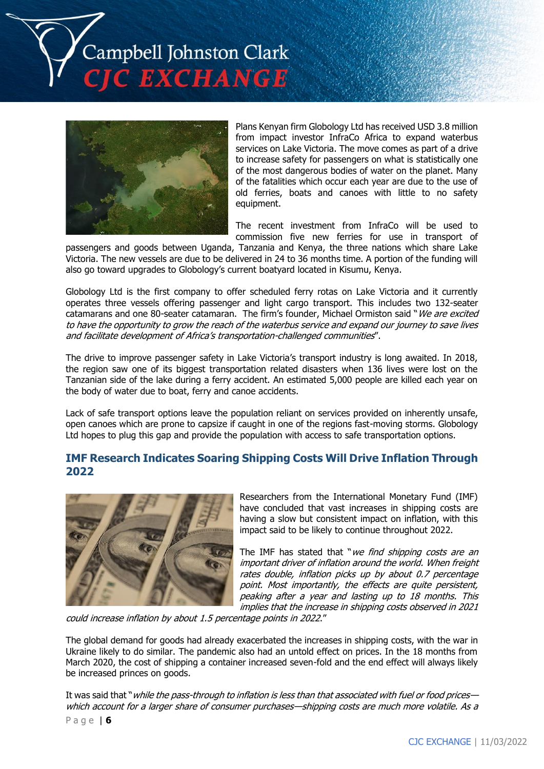Plans Kenyan firm Globology Ltd has received USD 3.8 million from impact investor InfraCo Africa to expand waterbus services on Lake Victoria. The move comes as part of a drive to increase safety for passengers on what is statistically one of the most dangerous bodies of water on the planet. Many of the fatalities which occur each year are due to the use of old ferries, boats and canoes with little to no safety equipment.

The recent investment from InfraCo will be used to commission five new ferries for use in transport of passengers and goods between Uganda, Tanzania and Kenya, the three nations which share Lake Victoria. The new vessels are due to be delivered in 24 to 36 months time. A portion of the funding will also go toward upgrades to Globology's current boatyard located in Kisumu, Kenya.

Globology Ltd is the first company to offer scheduled ferry rotas on Lake Victoria and it currently operates three vessels offering passenger and light cargo transport. This includes two 132-seater catamarans and one 80-seater catamaran. The firm's founder, Michael Ormiston said "*We are excited to have the opportunity to grow the reach of the waterbus service and expand our journey to save lives and facilitate development of Africa's transportation-challenged communities*".

The drive to improve passenger safety in Lake Victoria's transport industry is long awaited. In 2018, the region saw one of its biggest transportation related disasters when 136 lives were lost on the Tanzanian side of the lake during a ferry accident. An estimated 5,000 people are killed each year on the body of water due to boat, ferry and canoe accidents.

Lack of safe transport options leave the population reliant on services provided on inherently unsafe, open canoes which are prone to capsize if caught in one of the regions fast-moving storms. Globology Ltd hopes to plug this gap and provide the population with access to safe transportation options.

## IMF Research Indicates Soaring Shipping Costs Will Drive Inflation Through 2022

Researchers from the International Monetary Fund (IMF) have concluded that vast increases in shipping costs are having a slow but consistent impact on inflation, with this impact said to be likely to continue throughout 2022.

The IMF has stated that "*we find shipping costs are an important driver of inflation around the world. When freight rates double, inflation picks up by about 0.7 percentage point. Most importantly, the effects are quite persistent, peaking after a year and lasting up to 18 months. This implies that the increase in shipping costs observed in 2021 could increase inflation by about 1.5 percentage points in 2022.*"

The global demand for goods had already exacerbated the increases in shipping costs, with the war in Ukraine likely to do similar. The pandemic also had an untold effect on prices. In the 18 months from March 2020, the cost of shipping a container increased seven-fold and the end effect will always likely be increased princes on goods.

It was said that "*while the pass-through to inflation is less than that associated with fuel or food prices—which account for a larger share of consumer purchases—shipping costs are much more volatile. As a*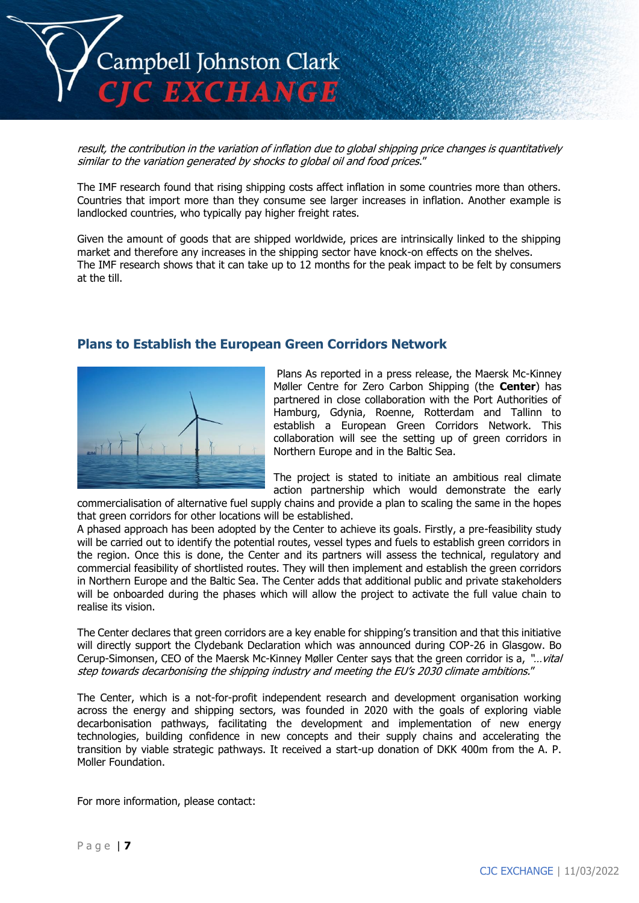*result, the contribution in the variation of inflation due to global shipping price changes is quantitatively similar to the variation generated by shocks to global oil and food prices.*"

The IMF research found that rising shipping costs affect inflation in some countries more than others. Countries that import more than they consume see larger increases in inflation. Another example is landlocked countries, who typically pay higher freight rates.

Given the amount of goods that are shipped worldwide, prices are intrinsically linked to the shipping market and therefore any increases in the shipping sector have knock-on effects on the shelves. The IMF research shows that it can take up to 12 months for the peak impact to be felt by consumers at the till.

## Plans to Establish the European Green Corridors Network

Plans As reported in a press release, the Maersk Mc-Kinney Møller Centre for Zero Carbon Shipping (the **Center**) has partnered in close collaboration with the Port Authorities of Hamburg, Gdynia, Roenne, Rotterdam and Tallinn to establish a European Green Corridors Network. This collaboration will see the setting up of green corridors in Northern Europe and in the Baltic Sea.

The project is stated to initiate an ambitious real climate action partnership which would demonstrate the early commercialisation of alternative fuel supply chains and provide a plan to scaling the same in the hopes that green corridors for other locations will be established.
A phased approach has been adopted by the Center to achieve its goals. Firstly, a pre-feasibility study will be carried out to identify the potential routes, vessel types and fuels to establish green corridors in the region. Once this is done, the Center and its partners will assess the technical, regulatory and commercial feasibility of shortlisted routes. They will then implement and establish the green corridors in Northern Europe and the Baltic Sea. The Center adds that additional public and private stakeholders will be onboarded during the phases which will allow the project to activate the full value chain to realise its vision.

The Center declares that green corridors are a key enable for shipping's transition and that this initiative will directly support the Clydebank Declaration which was announced during COP-26 in Glasgow. Bo Cerup-Simonsen, CEO of the Maersk Mc-Kinney Møller Center says that the green corridor is a, "*…vital step towards decarbonising the shipping industry and meeting the EU's 2030 climate ambitions.*"

The Center, which is a not-for-profit independent research and development organisation working across the energy and shipping sectors, was founded in 2020 with the goals of exploring viable decarbonisation pathways, facilitating the development and implementation of new energy technologies, building confidence in new concepts and their supply chains and accelerating the transition by viable strategic pathways. It received a start-up donation of DKK 400m from the A. P. Moller Foundation.

For more information, please contact: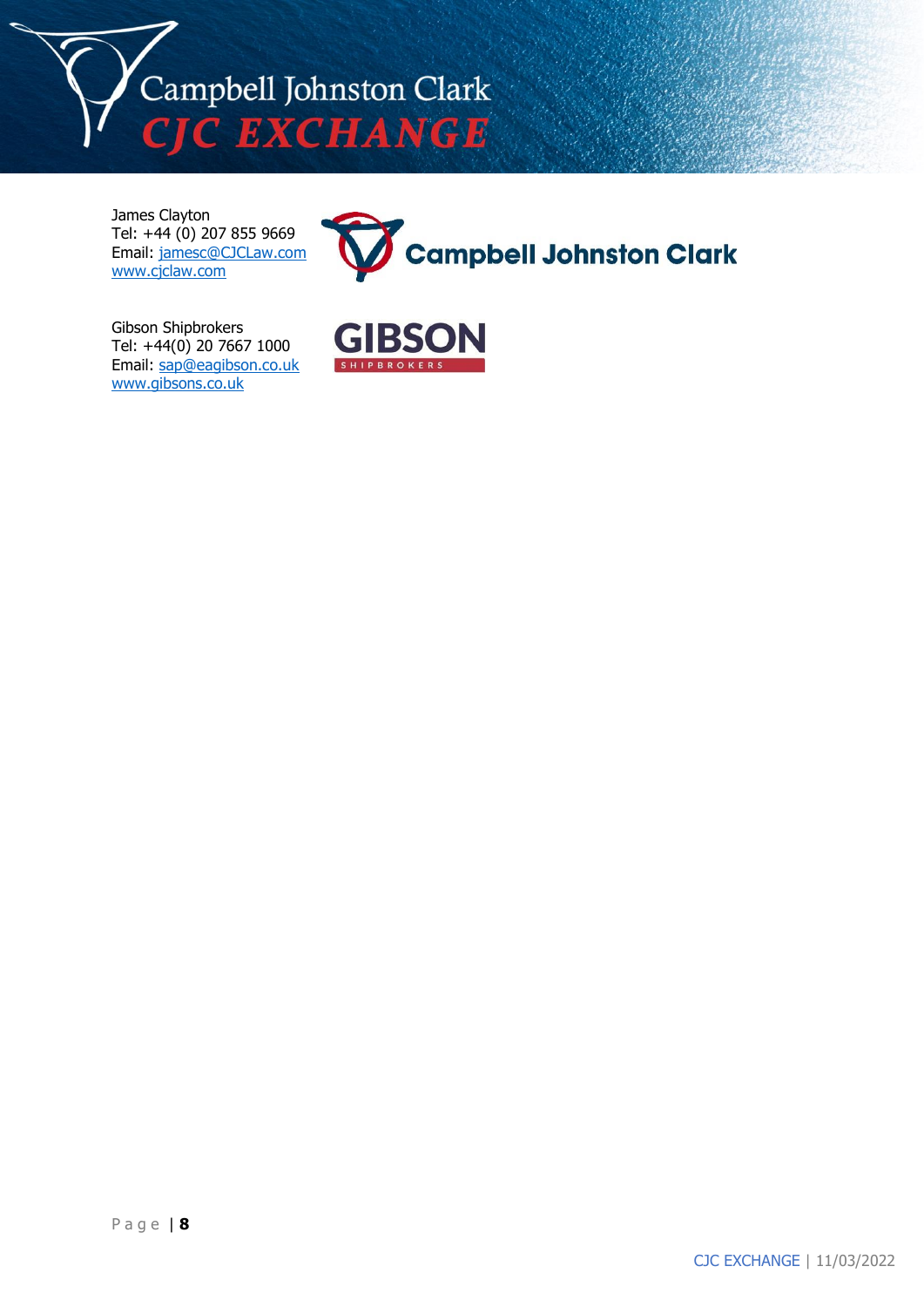James Clayton
Tel: +44 (0) 207 855 9669
Email: jamesc@CJCLaw.com
www.cjclaw.com

Gibson Shipbrokers
Tel: +44(0) 20 7667 1000
Email: sap@eagibson.co.uk
www.gibsons.co.uk